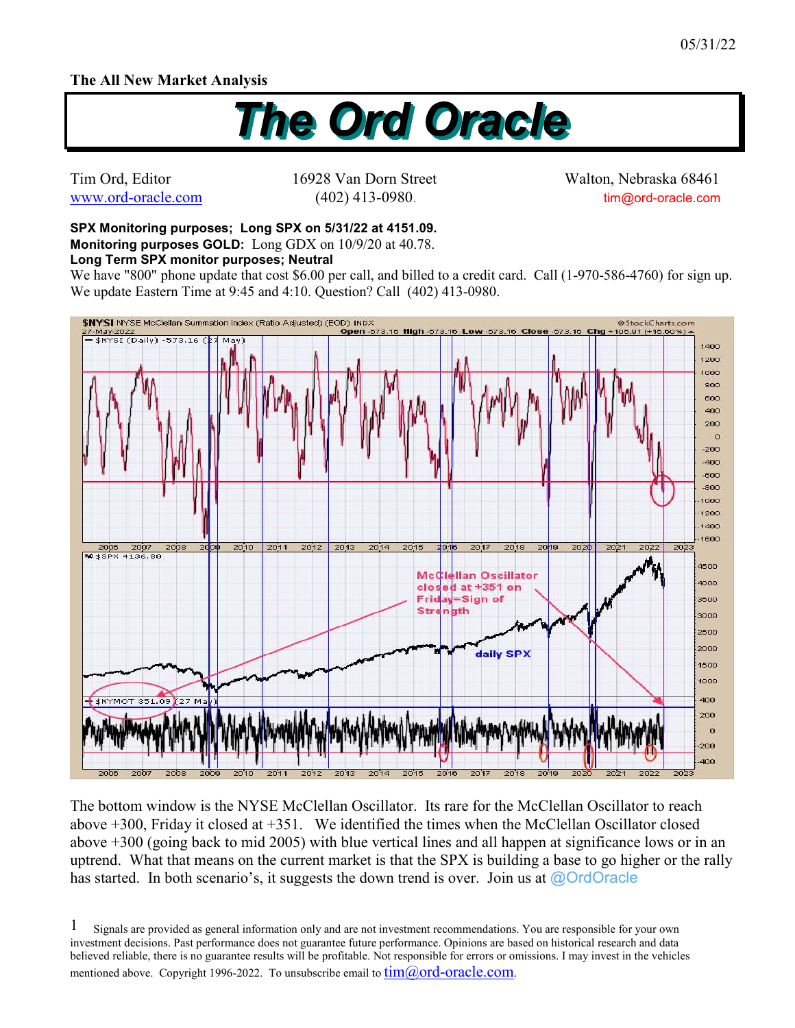05/31/22

**The All New Market Analysis**

# The Ord Oracle

Tim Ord, Editor
www.ord-oracle.com

16928 Van Dorn Street
(402) 413-0980.

Walton, Nebraska 68461
tim@ord-oracle.com

**SPX Monitoring purposes; Long SPX on 5/31/22 at 4151.09.**
**Monitoring purposes GOLD:** Long GDX on 10/9/20 at 40.78.
**Long Term SPX monitor purposes; Neutral**
We have "800" phone update that cost $6.00 per call, and billed to a credit card. Call (1-970-586-4760) for sign up. We update Eastern Time at 9:45 and 4:10. Question? Call (402) 413-0980.

The bottom window is the NYSE McClellan Oscillator. Its rare for the McClellan Oscillator to reach above +300, Friday it closed at +351. We identified the times when the McClellan Oscillator closed above +300 (going back to mid 2005) with blue vertical lines and all happen at significance lows or in an uptrend. What that means on the current market is that the SPX is building a base to go higher or the rally has started. In both scenario's, it suggests the down trend is over. Join us at @OrdOracle

1 Signals are provided as general information only and are not investment recommendations. You are responsible for your own investment decisions. Past performance does not guarantee future performance. Opinions are based on historical research and data believed reliable, there is no guarantee results will be profitable. Not responsible for errors or omissions. I may invest in the vehicles mentioned above. Copyright 1996-2022. To unsubscribe email to tim@ord-oracle.com.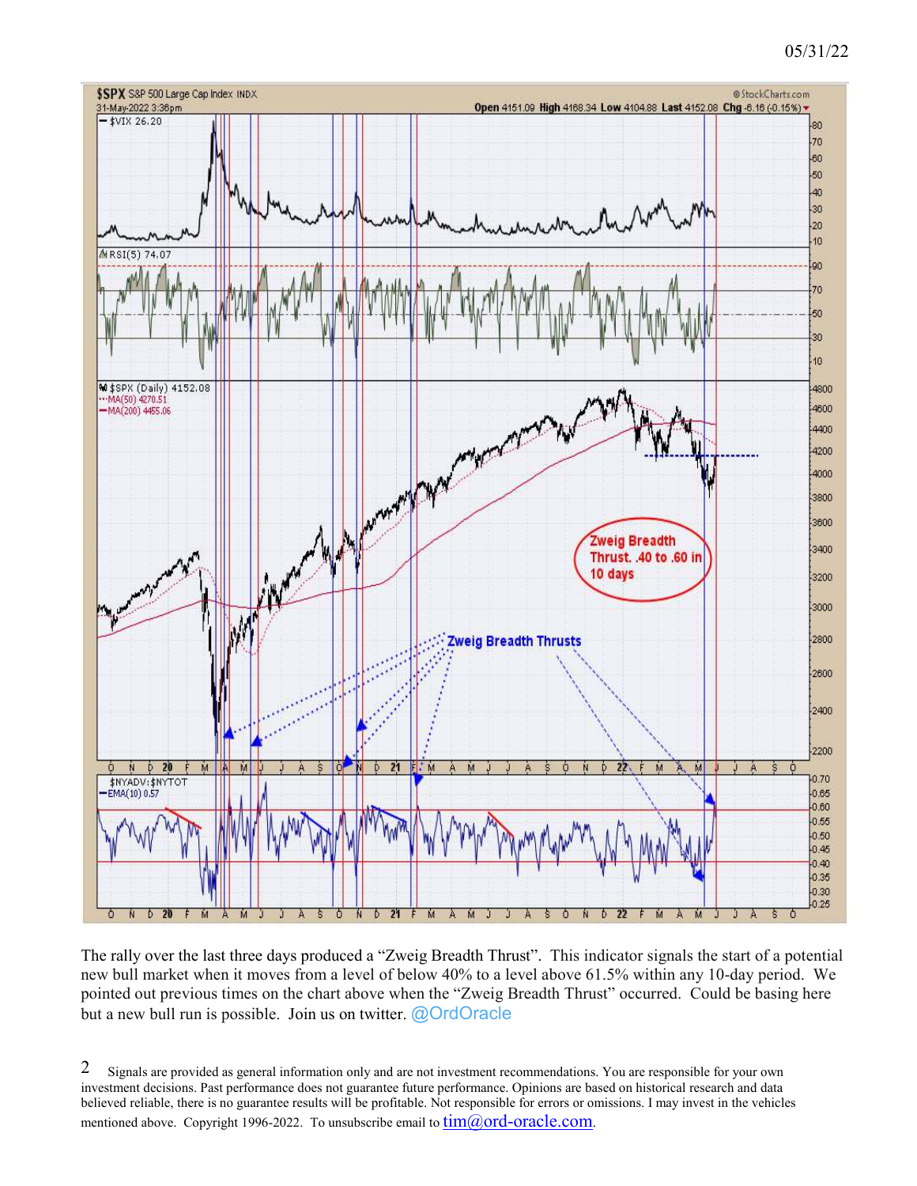05/31/22

The rally over the last three days produced a "Zweig Breadth Thrust". This indicator signals the start of a potential new bull market when it moves from a level of below 40% to a level above 61.5% within any 10-day period. We pointed out previous times on the chart above when the "Zweig Breadth Thrust" occurred. Could be basing here but a new bull run is possible. Join us on twitter. @OrdOracle

2 Signals are provided as general information only and are not investment recommendations. You are responsible for your own investment decisions. Past performance does not guarantee future performance. Opinions are based on historical research and data believed reliable, there is no guarantee results will be profitable. Not responsible for errors or omissions. I may invest in the vehicles mentioned above. Copyright 1996-2022. To unsubscribe email to tim@ord-oracle.com.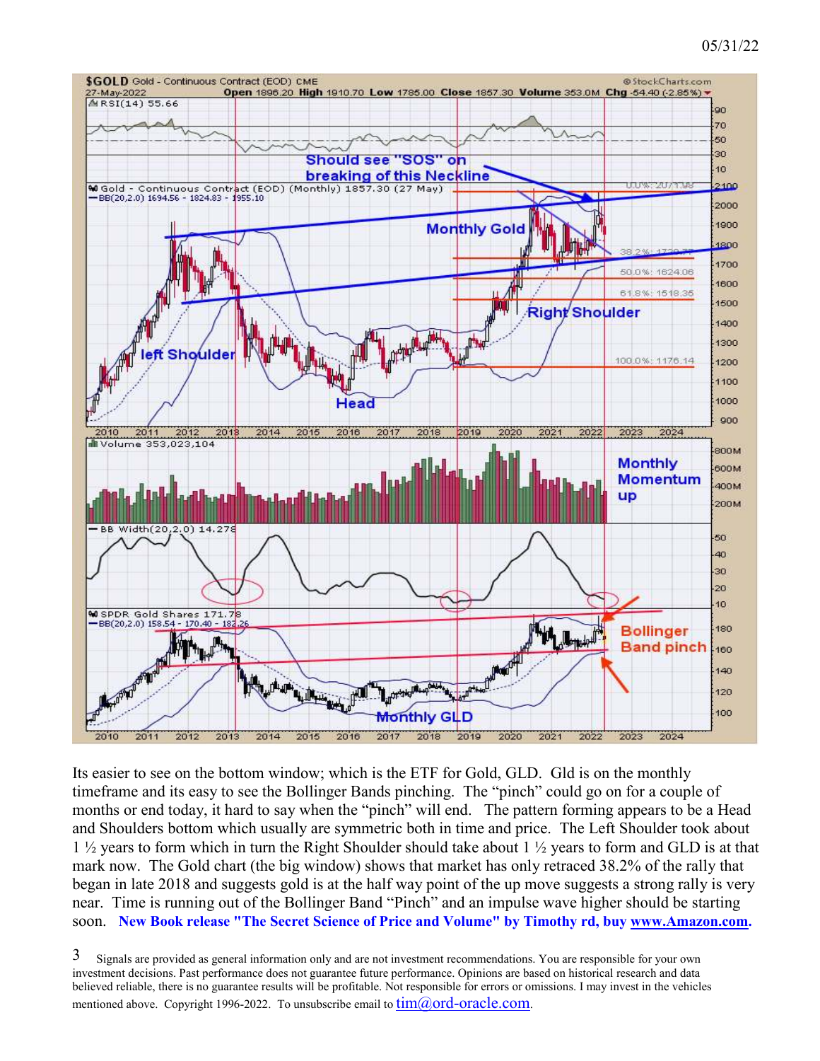05/31/22

$GOLD Gold - Continuous Contract (EOD) CME
27-May-2022 Open 1896.20 High 1910.70 Low 1785.00 Close 1857.30 Volume 353.0M Chg -54.40 (-2.85%)
RSI(14) 55.66

Should see "SOS" on breaking of this Neckline

Gold - Continuous Contract (EOD) (Monthly) 1857.30 (27 May)
BB(20,2.0) 1694.56 - 1824.83 - 1955.10

Monthly Gold

38.2%: 1730.77
50.0%: 1624.06
61.8%: 1518.35
100.0%: 1176.14

Right Shoulder

left Shoulder

Head

Volume 353,023,104

Monthly Momentum up

BB Width(20,2.0) 14.278

SPDR Gold Shares 171.78
BB(20,2.0) 158.54 - 170.40 - 182.26

Bollinger Band pinch

Monthly GLD

Its easier to see on the bottom window; which is the ETF for Gold, GLD. Gld is on the monthly timeframe and its easy to see the Bollinger Bands pinching. The "pinch" could go on for a couple of months or end today, it hard to say when the "pinch" will end. The pattern forming appears to be a Head and Shoulders bottom which usually are symmetric both in time and price. The Left Shoulder took about 1 ½ years to form which in turn the Right Shoulder should take about 1 ½ years to form and GLD is at that mark now. The Gold chart (the big window) shows that market has only retraced 38.2% of the rally that began in late 2018 and suggests gold is at the half way point of the up move suggests a strong rally is very near. Time is running out of the Bollinger Band "Pinch" and an impulse wave higher should be starting soon. **New Book release "The Secret Science of Price and Volume" by Timothy rd, buy [www.Amazon.com](www.Amazon.com).**

Signals are provided as general information only and are not investment recommendations. You are responsible for your own investment decisions. Past performance does not guarantee future performance. Opinions are based on historical research and data believed reliable, there is no guarantee results will be profitable. Not responsible for errors or omissions. I may invest in the vehicles mentioned above. Copyright 1996-2022. To unsubscribe email to tim@ord-oracle.com.